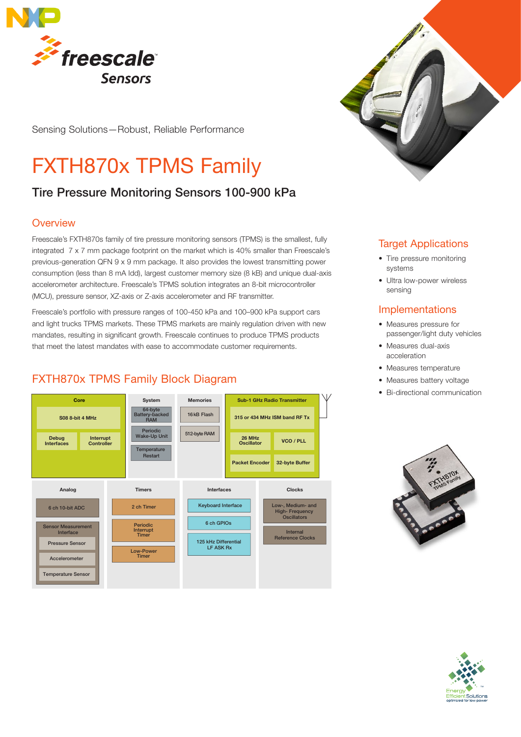Sensing Solutions—Robust, Reliable Performance

# FXTH870x TPMS Family

## Tire Pressure Monitoring Sensors 100-900 kPa

### Overview

Freescale's FXTH870s family of tire pressure monitoring sensors (TPMS) is the smallest, fully integrated 7 x 7 mm package footprint on the market which is 40% smaller than Freescale's previous-generation QFN 9 x 9 mm package. It also provides the lowest transmitting power consumption (less than 8 mA Idd), largest customer memory size (8 kB) and unique dual-axis accelerometer architecture. Freescale's TPMS solution integrates an 8-bit microcontroller (MCU), pressure sensor, XZ-axis or Z-axis accelerometer and RF transmitter.

Freescale's portfolio with pressure ranges of 100-450 kPa and 100–900 kPa support cars and light trucks TPMS markets. These TPMS markets are mainly regulation driven with new mandates, resulting in significant growth. Freescale continues to produce TPMS products that meet the latest mandates with ease to accommodate customer requirements.

### FXTH870x TPMS Family Block Diagram

**Core**
- S08 8-bit 4 MHz
- Debug Interfaces
- Interrupt Controller

**System**
- 64-byte Battery-backed RAM
- Periodic Wake-Up Unit
- Temperature Restart

**Memories**
- 16 kB Flash
- 512-byte RAM

**Sub-1 GHz Radio Transmitter**
- 315 or 434 MHz ISM band RF Tx
- 26 MHz Oscillator
- VCO / PLL
- Packet Encoder
- 32-byte Buffer

**Analog**
- 6 ch 10-bit ADC
- Sensor Measurement Interface
  - Pressure Sensor
  - Accelerometer
  - Temperature Sensor

**Timers**
- 2 ch Timer
- Periodic Interrupt Timer
- Low-Power Timer

**Interfaces**
- Keyboard Interface
- 6 ch GPIOs
- 125 kHz Differential LF ASK Rx

**Clocks**
- Low-, Medium- and High- Frequency Oscillators
- Internal Reference Clocks

### Target Applications

- Tire pressure monitoring systems
- Ultra low-power wireless sensing

### Implementations

- Measures pressure for passenger/light duty vehicles
- Measures dual-axis acceleration
- Measures temperature
- Measures battery voltage
- Bi-directional communication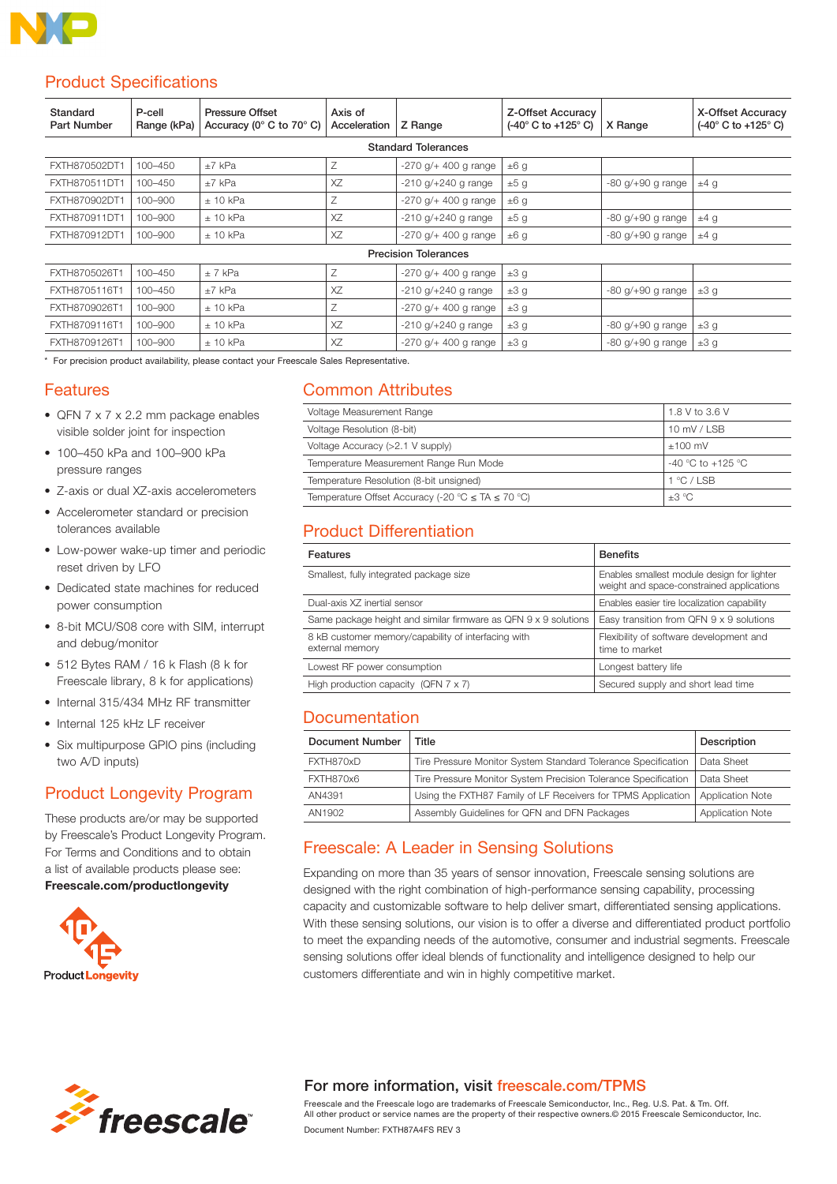## Product Specifications

| Standard Part Number | P-cell Range (kPa) | Pressure Offset Accuracy (0° C to 70° C) | Axis of Acceleration | Z Range | Z-Offset Accuracy (-40° C to +125° C) | X Range | X-Offset Accuracy (-40° C to +125° C) |
|---|---|---|---|---|---|---|---|
| Standard Tolerances | | | | | | | |
| FXTH870502DT1 | 100–450 | ±7 kPa | Z | -270 g/+ 400 g range | ±6 g | | |
| FXTH870511DT1 | 100–450 | ±7 kPa | XZ | -210 g/+240 g range | ±5 g | -80 g/+90 g range | ±4 g |
| FXTH870902DT1 | 100–900 | ± 10 kPa | Z | -270 g/+ 400 g range | ±6 g | | |
| FXTH870911DT1 | 100–900 | ± 10 kPa | XZ | -210 g/+240 g range | ±5 g | -80 g/+90 g range | ±4 g |
| FXTH870912DT1 | 100–900 | ± 10 kPa | XZ | -270 g/+ 400 g range | ±6 g | -80 g/+90 g range | ±4 g |
| Precision Tolerances | | | | | | | |
| FXTH8705026T1 | 100–450 | ± 7 kPa | Z | -270 g/+ 400 g range | ±3 g | | |
| FXTH8705116T1 | 100–450 | ±7 kPa | XZ | -210 g/+240 g range | ±3 g | -80 g/+90 g range | ±3 g |
| FXTH8709026T1 | 100–900 | ± 10 kPa | Z | -270 g/+ 400 g range | ±3 g | | |
| FXTH8709116T1 | 100–900 | ± 10 kPa | XZ | -210 g/+240 g range | ±3 g | -80 g/+90 g range | ±3 g |
| FXTH8709126T1 | 100–900 | ± 10 kPa | XZ | -270 g/+ 400 g range | ±3 g | -80 g/+90 g range | ±3 g |

* For precision product availability, please contact your Freescale Sales Representative.

## Features

- QFN 7 x 7 x 2.2 mm package enables visible solder joint for inspection
- 100–450 kPa and 100–900 kPa pressure ranges
- Z-axis or dual XZ-axis accelerometers
- Accelerometer standard or precision tolerances available
- Low-power wake-up timer and periodic reset driven by LFO
- Dedicated state machines for reduced power consumption
- 8-bit MCU/S08 core with SIM, interrupt and debug/monitor
- 512 Bytes RAM / 16 k Flash (8 k for Freescale library, 8 k for applications)
- Internal 315/434 MHz RF transmitter
- Internal 125 kHz LF receiver
- Six multipurpose GPIO pins (including two A/D inputs)

## Product Longevity Program

These products are/or may be supported by Freescale's Product Longevity Program. For Terms and Conditions and to obtain a list of available products please see:
**Freescale.com/productlongevity**

Product Longevity

## Common Attributes

| | |
|---|---|
| Voltage Measurement Range | 1.8 V to 3.6 V |
| Voltage Resolution (8-bit) | 10 mV / LSB |
| Voltage Accuracy (>2.1 V supply) | ±100 mV |
| Temperature Measurement Range Run Mode | -40 °C to +125 °C |
| Temperature Resolution (8-bit unsigned) | 1 °C / LSB |
| Temperature Offset Accuracy (-20 °C ≤ TA ≤ 70 °C) | ±3 °C |

## Product Differentiation

| Features | Benefits |
|---|---|
| Smallest, fully integrated package size | Enables smallest module design for lighter weight and space-constrained applications |
| Dual-axis XZ inertial sensor | Enables easier tire localization capability |
| Same package height and similar firmware as QFN 9 x 9 solutions | Easy transition from QFN 9 x 9 solutions |
| 8 kB customer memory/capability of interfacing with external memory | Flexibility of software development and time to market |
| Lowest RF power consumption | Longest battery life |
| High production capacity (QFN 7 x 7) | Secured supply and short lead time |

## Documentation

| Document Number | Title | Description |
|---|---|---|
| FXTH870xD | Tire Pressure Monitor System Standard Tolerance Specification | Data Sheet |
| FXTH870x6 | Tire Pressure Monitor System Precision Tolerance Specification | Data Sheet |
| AN4391 | Using the FXTH87 Family of LF Receivers for TPMS Application | Application Note |
| AN1902 | Assembly Guidelines for QFN and DFN Packages | Application Note |

## Freescale: A Leader in Sensing Solutions

Expanding on more than 35 years of sensor innovation, Freescale sensing solutions are designed with the right combination of high-performance sensing capability, processing capacity and customizable software to help deliver smart, differentiated sensing applications. With these sensing solutions, our vision is to offer a diverse and differentiated product portfolio to meet the expanding needs of the automotive, consumer and industrial segments. Freescale sensing solutions offer ideal blends of functionality and intelligence designed to help our customers differentiate and win in highly competitive market.

### For more information, visit freescale.com/TPMS

Freescale and the Freescale logo are trademarks of Freescale Semiconductor, Inc., Reg. U.S. Pat. & Tm. Off. All other product or service names are the property of their respective owners.© 2015 Freescale Semiconductor, Inc.

Document Number: FXTH87A4FS REV 3